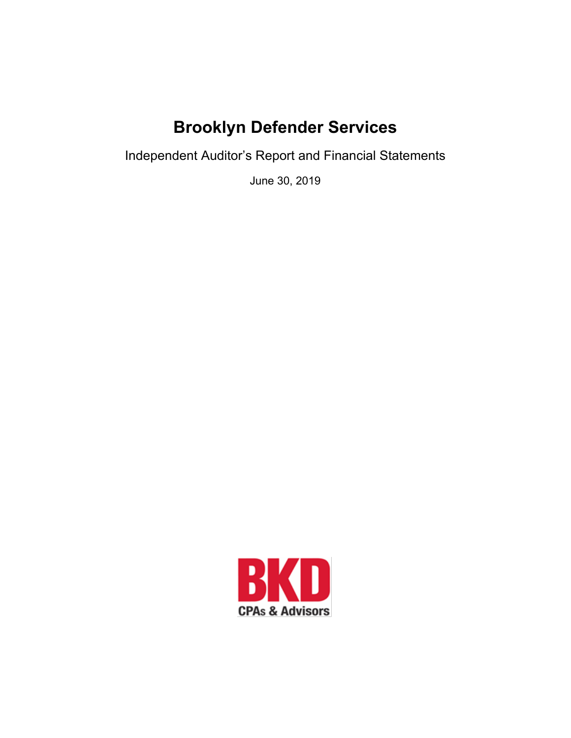# Brooklyn Defender Services

Independent Auditor's Report and Financial Statements

June 30, 2019

BKD
CPAs & Advisors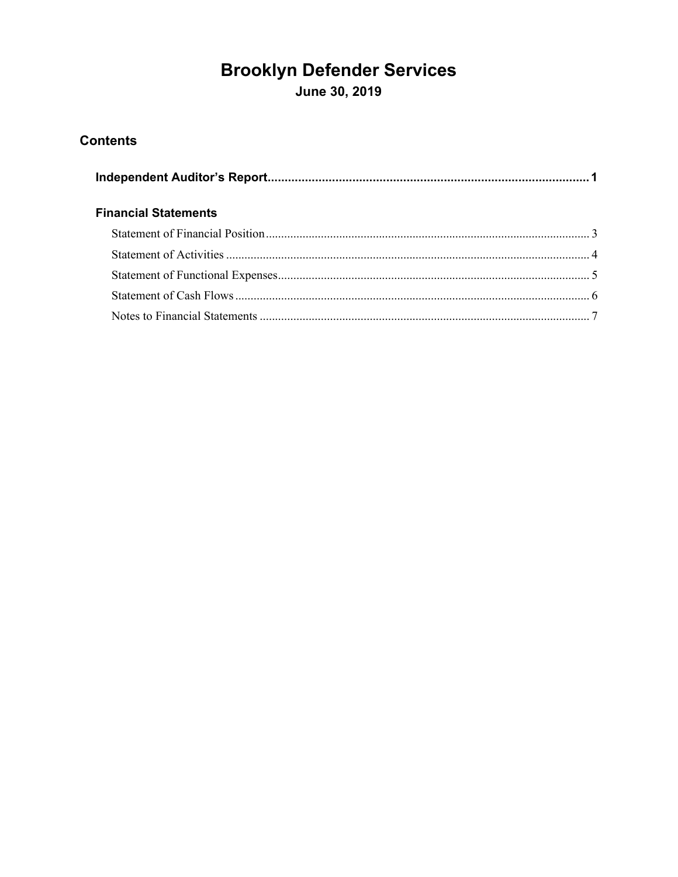# Brooklyn Defender Services

**June 30, 2019**

## Contents

**Independent Auditor's Report** ........................................................ **1**

### Financial Statements

Statement of Financial Position ........................................................ 3

Statement of Activities ........................................................ 4

Statement of Functional Expenses ........................................................ 5

Statement of Cash Flows ........................................................ 6

Notes to Financial Statements ........................................................ 7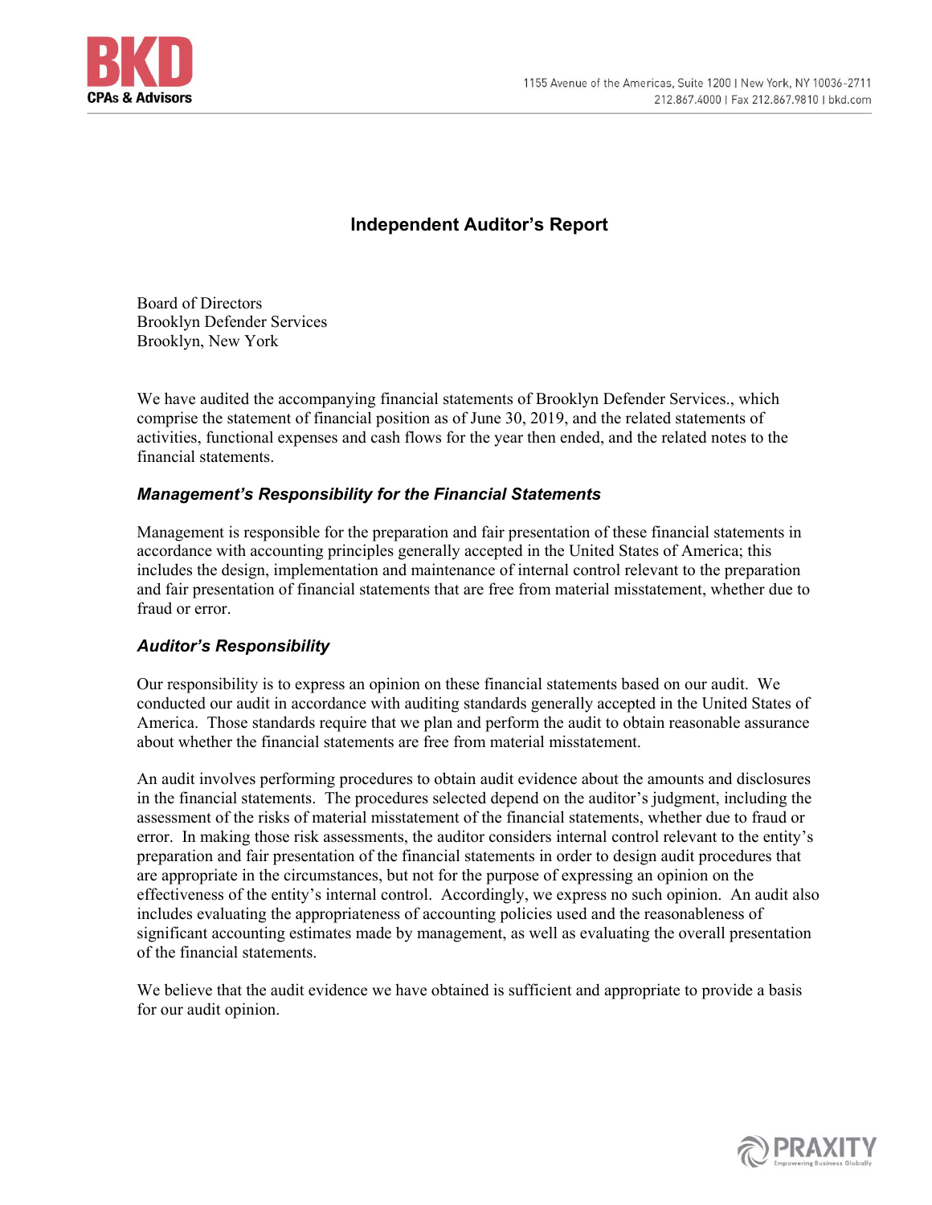# Independent Auditor's Report

Board of Directors
Brooklyn Defender Services
Brooklyn, New York

We have audited the accompanying financial statements of Brooklyn Defender Services., which comprise the statement of financial position as of June 30, 2019, and the related statements of activities, functional expenses and cash flows for the year then ended, and the related notes to the financial statements.

## *Management's Responsibility for the Financial Statements*

Management is responsible for the preparation and fair presentation of these financial statements in accordance with accounting principles generally accepted in the United States of America; this includes the design, implementation and maintenance of internal control relevant to the preparation and fair presentation of financial statements that are free from material misstatement, whether due to fraud or error.

## *Auditor's Responsibility*

Our responsibility is to express an opinion on these financial statements based on our audit. We conducted our audit in accordance with auditing standards generally accepted in the United States of America. Those standards require that we plan and perform the audit to obtain reasonable assurance about whether the financial statements are free from material misstatement.

An audit involves performing procedures to obtain audit evidence about the amounts and disclosures in the financial statements. The procedures selected depend on the auditor's judgment, including the assessment of the risks of material misstatement of the financial statements, whether due to fraud or error. In making those risk assessments, the auditor considers internal control relevant to the entity's preparation and fair presentation of the financial statements in order to design audit procedures that are appropriate in the circumstances, but not for the purpose of expressing an opinion on the effectiveness of the entity's internal control. Accordingly, we express no such opinion. An audit also includes evaluating the appropriateness of accounting policies used and the reasonableness of significant accounting estimates made by management, as well as evaluating the overall presentation of the financial statements.

We believe that the audit evidence we have obtained is sufficient and appropriate to provide a basis for our audit opinion.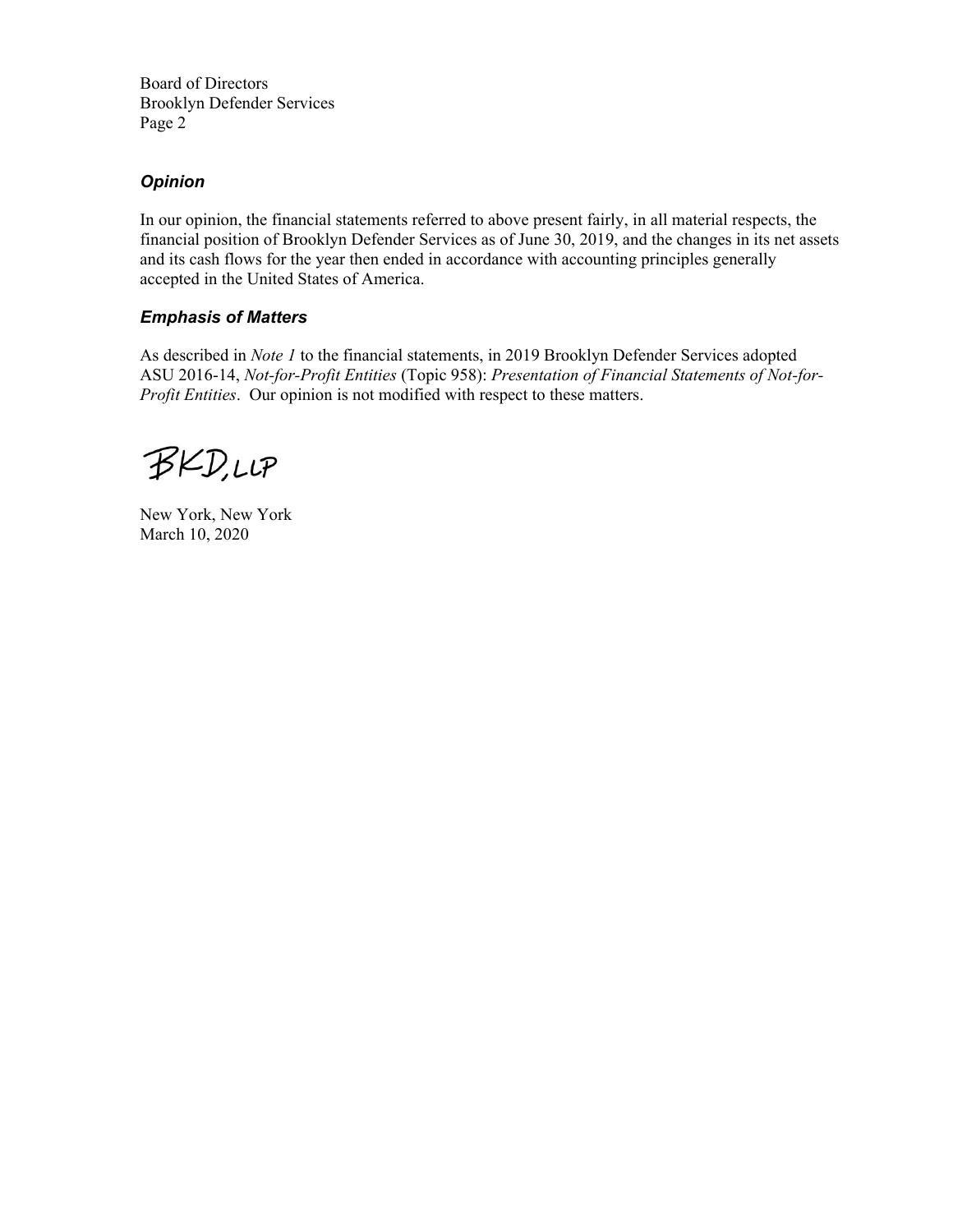Board of Directors
Brooklyn Defender Services

### *Opinion*

In our opinion, the financial statements referred to above present fairly, in all material respects, the financial position of Brooklyn Defender Services as of June 30, 2019, and the changes in its net assets and its cash flows for the year then ended in accordance with accounting principles generally accepted in the United States of America.

### *Emphasis of Matters*

As described in *Note 1* to the financial statements, in 2019 Brooklyn Defender Services adopted ASU 2016-14, *Not-for-Profit Entities* (Topic 958): *Presentation of Financial Statements of Not-for-Profit Entities*. Our opinion is not modified with respect to these matters.

BKD, LLP

New York, New York
March 10, 2020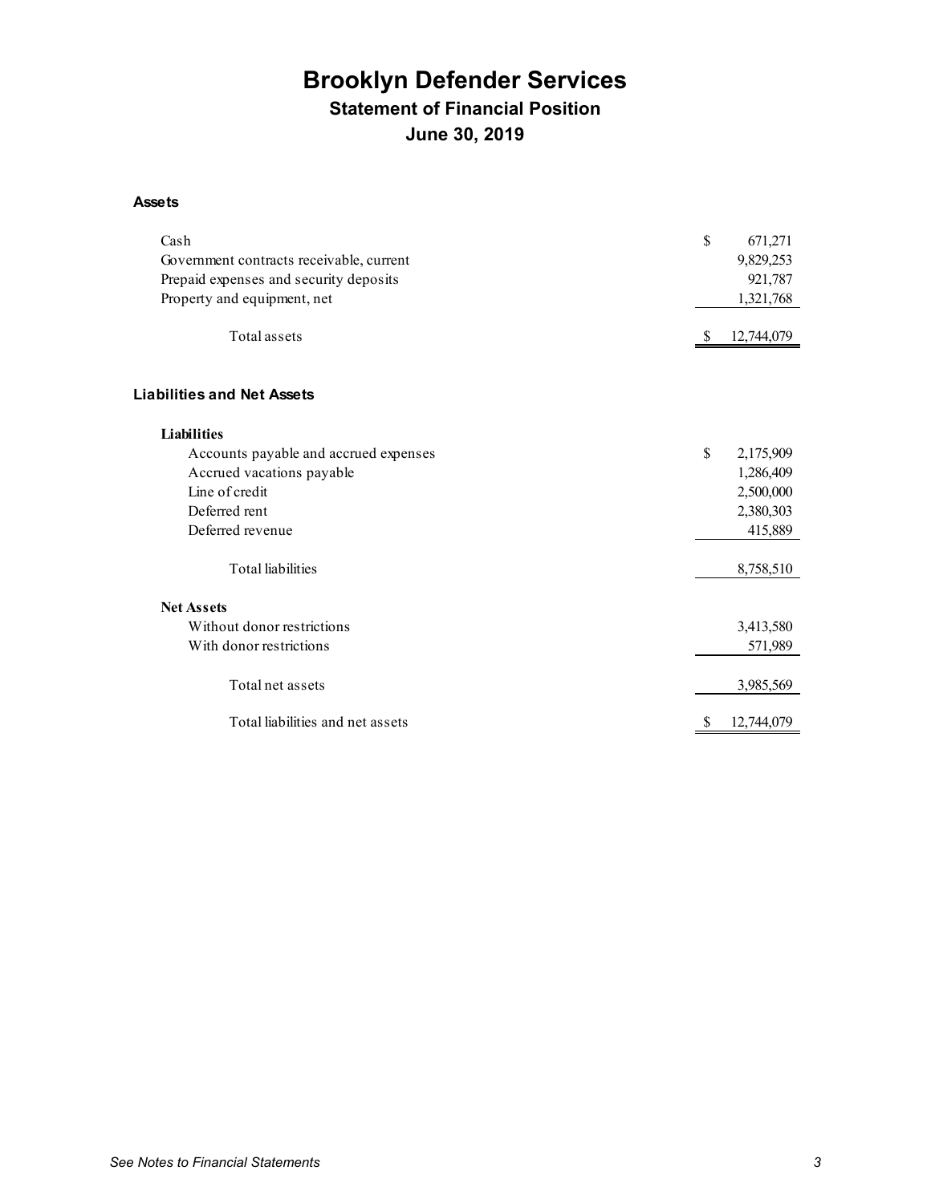# Brooklyn Defender Services

## Statement of Financial Position

## June 30, 2019

### Assets

| | |
|---|---|
| Cash | $ 671,271 |
| Government contracts receivable, current | 9,829,253 |
| Prepaid expenses and security deposits | 921,787 |
| Property and equipment, net | 1,321,768 |
| Total assets | $ 12,744,079 |

### Liabilities and Net Assets

| | |
|---|---|
| **Liabilities** | |
| Accounts payable and accrued expenses | $ 2,175,909 |
| Accrued vacations payable | 1,286,409 |
| Line of credit | 2,500,000 |
| Deferred rent | 2,380,303 |
| Deferred revenue | 415,889 |
| Total liabilities | 8,758,510 |
| **Net Assets** | |
| Without donor restrictions | 3,413,580 |
| With donor restrictions | 571,989 |
| Total net assets | 3,985,569 |
| Total liabilities and net assets | $ 12,744,079 |

*See Notes to Financial Statements*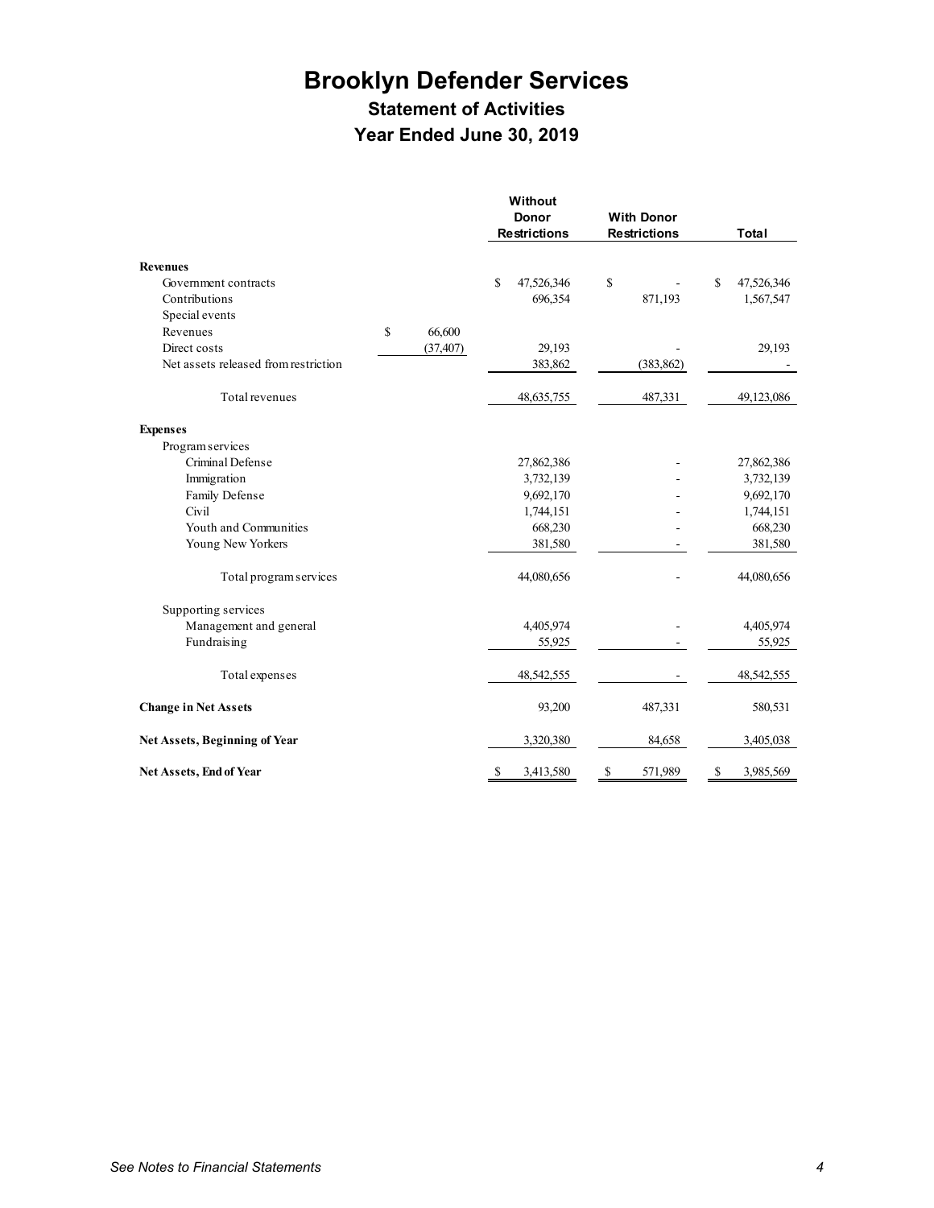# Brooklyn Defender Services

## Statement of Activities

## Year Ended June 30, 2019

| | | Without Donor Restrictions | With Donor Restrictions | Total |
|---|---|---|---|---|
| **Revenues** | | | | |
| Government contracts | | $ 47,526,346 | $ - | $ 47,526,346 |
| Contributions | | 696,354 | 871,193 | 1,567,547 |
| Special events | | | | |
| Revenues | $ 66,600 | | | |
| Direct costs | (37,407) | 29,193 | - | 29,193 |
| Net assets released from restriction | | 383,862 | (383,862) | - |
| Total revenues | | 48,635,755 | 487,331 | 49,123,086 |
| **Expenses** | | | | |
| Program services | | | | |
| Criminal Defense | | 27,862,386 | - | 27,862,386 |
| Immigration | | 3,732,139 | - | 3,732,139 |
| Family Defense | | 9,692,170 | - | 9,692,170 |
| Civil | | 1,744,151 | - | 1,744,151 |
| Youth and Communities | | 668,230 | - | 668,230 |
| Young New Yorkers | | 381,580 | - | 381,580 |
| Total program services | | 44,080,656 | - | 44,080,656 |
| Supporting services | | | | |
| Management and general | | 4,405,974 | - | 4,405,974 |
| Fundraising | | 55,925 | - | 55,925 |
| Total expenses | | 48,542,555 | - | 48,542,555 |
| **Change in Net Assets** | | 93,200 | 487,331 | 580,531 |
| **Net Assets, Beginning of Year** | | 3,320,380 | 84,658 | 3,405,038 |
| **Net Assets, End of Year** | | $ 3,413,580 | $ 571,989 | $ 3,985,569 |

*See Notes to Financial Statements*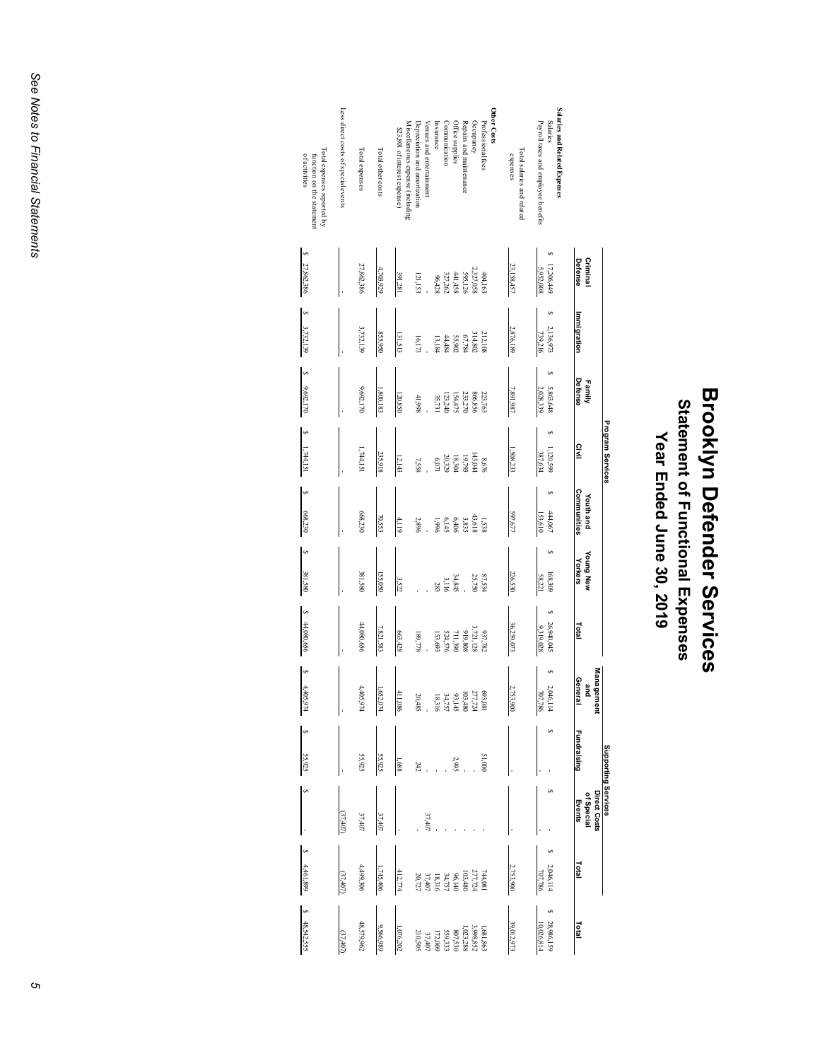# Brooklyn Defender Services

## Statement of Functional Expenses

## Year Ended June 30, 2019

| | Program Services | | | | | | | Supporting Services | | | | |
|---|---|---|---|---|---|---|---|---|---|---|---|---|
| | Criminal Defense | Immigration | Family Defense | Civil | Youth and Communities | Young New Yorkers | Total | Management and General | Fundraising | Direct Costs of Special Events | Total | Total |
| **Salaries and Related Expenses** | | | | | | | | | | | | |
| Salaries | $ 17,206,449 | $ 2,136,973 | $ 5,863,648 | $ 1,120,599 | $ 444,067 | $ 168,309 | $ 26,940,045 | $ 2,046,114 | $ - | $ - | $ 2,046,114 | $ 28,986,159 |
| Payroll taxes and employee benefits | 5,952,008 | 739,216 | 2,028,339 | 387,634 | 153,610 | 58,221 | 9,319,028 | 707,786 | - | - | 707,786 | 10,026,814 |
| Total salaries and related expenses | 23,158,457 | 2,876,189 | 7,891,987 | 1,508,233 | 597,677 | 226,530 | 36,259,073 | 2,753,900 | - | - | 2,753,900 | 39,012,973 |
| **Other Costs** | | | | | | | | | | | | |
| Professional fees | 404,163 | 212,108 | 223,763 | 8,676 | 1,538 | 87,534 | 937,782 | 693,081 | 51,000 | - | 744,081 | 1,681,863 |
| Occupancy | 2,327,058 | 314,802 | 866,856 | 143,044 | 43,618 | 25,750 | 3,721,128 | 277,724 | - | - | 277,724 | 3,998,852 |
| Repairs and maintenance | 595,126 | 67,784 | 233,270 | 19,793 | 3,835 | - | 919,808 | 103,480 | - | - | 103,480 | 1,023,288 |
| Office supplies | 441,458 | 55,902 | 154,475 | 18,304 | 6,406 | 34,845 | 711,390 | 93,145 | 2,995 | - | 96,140 | 807,530 |
| Communication | 327,262 | 44,484 | 123,240 | 20,329 | 6,145 | 3,116 | 524,576 | 34,757 | - | - | 34,757 | 559,333 |
| Insurance | 96,428 | 13,184 | 35,731 | 6,071 | 1,996 | 283 | 153,693 | 18,316 | - | - | 18,316 | 172,009 |
| Venues and entertainment | - | - | - | - | - | - | - | - | - | 37,407 | 37,407 | 37,407 |
| Depreciation and amortization | 121,153 | 16,173 | 41,998 | 7,558 | 2,896 | - | 189,778 | 20,485 | 242 | - | 20,727 | 210,505 |
| Miscellaneous expense (including $23,801 of interest expense) | 391,281 | 131,513 | 120,850 | 12,143 | 4,119 | 3,522 | 663,428 | 411,086 | 1,688 | - | 412,774 | 1,076,202 |
| Total other costs | 4,703,929 | 855,950 | 1,800,183 | 235,918 | 70,553 | 155,050 | 7,821,583 | 1,652,074 | 55,925 | 37,407 | 1,745,406 | 9,566,989 |
| Total expenses | 27,862,386 | 3,732,139 | 9,692,170 | 1,744,151 | 668,230 | 381,580 | 44,080,656 | 4,405,974 | 55,925 | 37,407 | 4,499,306 | 48,579,962 |
| Less direct costs of special events | - | - | - | - | - | - | - | - | - | (37,407) | (37,407) | (37,407) |
| Total expenses reported by function on the statement of activities | $ 27,862,386 | $ 3,732,139 | $ 9,692,170 | $ 1,744,151 | $ 668,230 | $ 381,580 | $ 44,080,656 | $ 4,405,974 | $ 55,925 | $ - | $ 4,461,899 | $ 48,542,555 |

*See Notes to Financial Statements*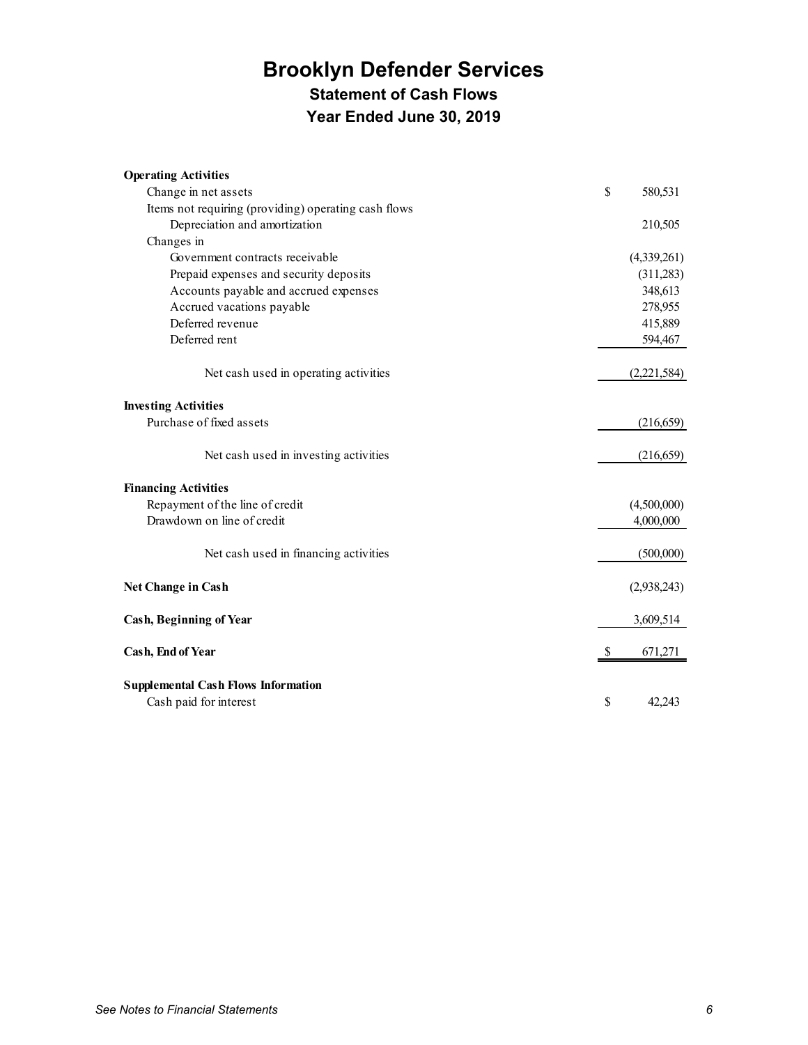# Brooklyn Defender Services

## Statement of Cash Flows

## Year Ended June 30, 2019

| | |
|---|---|
| **Operating Activities** | |
| Change in net assets | $ 580,531 |
| Items not requiring (providing) operating cash flows | |
| Depreciation and amortization | 210,505 |
| Changes in | |
| Government contracts receivable | (4,339,261) |
| Prepaid expenses and security deposits | (311,283) |
| Accounts payable and accrued expenses | 348,613 |
| Accrued vacations payable | 278,955 |
| Deferred revenue | 415,889 |
| Deferred rent | 594,467 |
| Net cash used in operating activities | (2,221,584) |
| **Investing Activities** | |
| Purchase of fixed assets | (216,659) |
| Net cash used in investing activities | (216,659) |
| **Financing Activities** | |
| Repayment of the line of credit | (4,500,000) |
| Drawdown on line of credit | 4,000,000 |
| Net cash used in financing activities | (500,000) |
| **Net Change in Cash** | (2,938,243) |
| **Cash, Beginning of Year** | 3,609,514 |
| **Cash, End of Year** | $ 671,271 |
| **Supplemental Cash Flows Information** | |
| Cash paid for interest | $ 42,243 |

*See Notes to Financial Statements*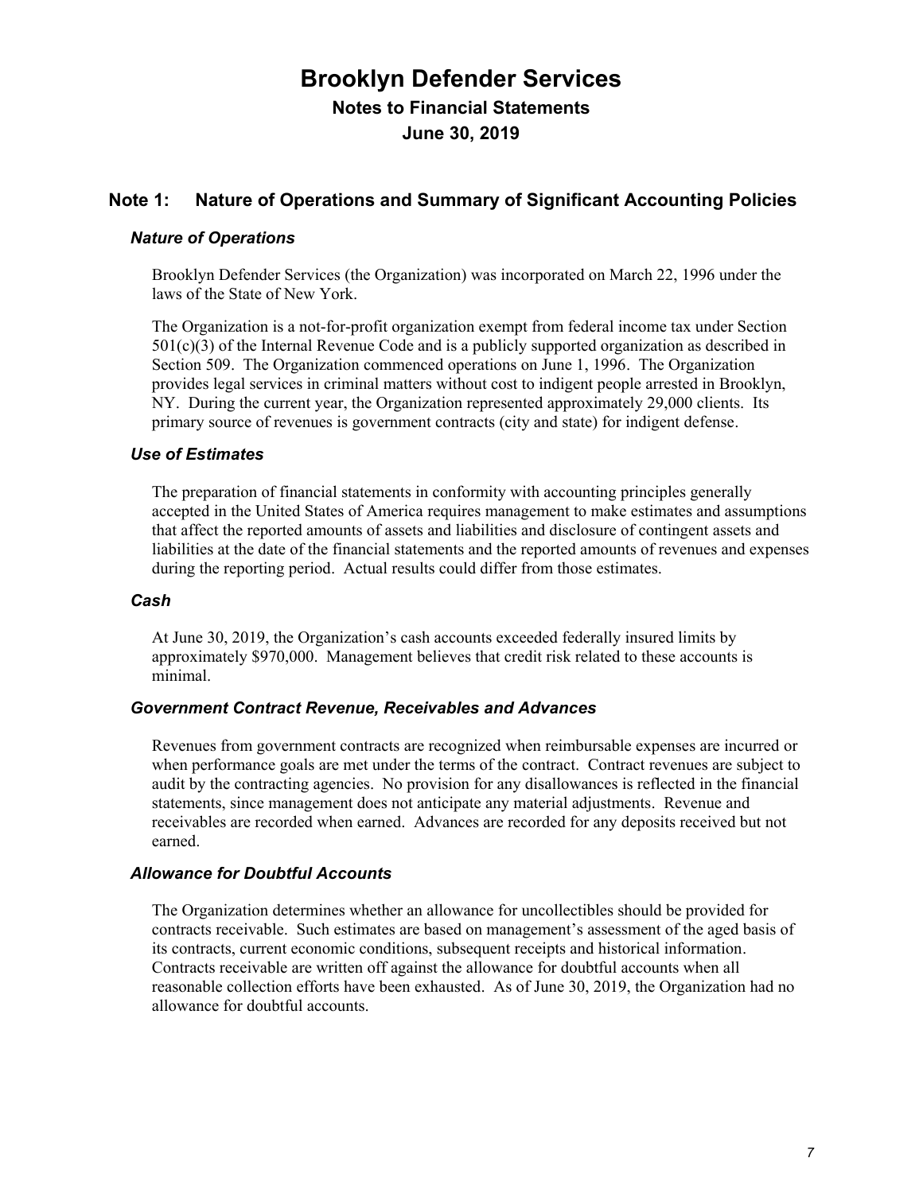# Brooklyn Defender Services

## Notes to Financial Statements

## June 30, 2019

## Note 1: Nature of Operations and Summary of Significant Accounting Policies

### *Nature of Operations*

Brooklyn Defender Services (the Organization) was incorporated on March 22, 1996 under the laws of the State of New York.

The Organization is a not-for-profit organization exempt from federal income tax under Section 501(c)(3) of the Internal Revenue Code and is a publicly supported organization as described in Section 509. The Organization commenced operations on June 1, 1996. The Organization provides legal services in criminal matters without cost to indigent people arrested in Brooklyn, NY. During the current year, the Organization represented approximately 29,000 clients. Its primary source of revenues is government contracts (city and state) for indigent defense.

### *Use of Estimates*

The preparation of financial statements in conformity with accounting principles generally accepted in the United States of America requires management to make estimates and assumptions that affect the reported amounts of assets and liabilities and disclosure of contingent assets and liabilities at the date of the financial statements and the reported amounts of revenues and expenses during the reporting period. Actual results could differ from those estimates.

### *Cash*

At June 30, 2019, the Organization's cash accounts exceeded federally insured limits by approximately $970,000. Management believes that credit risk related to these accounts is minimal.

### *Government Contract Revenue, Receivables and Advances*

Revenues from government contracts are recognized when reimbursable expenses are incurred or when performance goals are met under the terms of the contract. Contract revenues are subject to audit by the contracting agencies. No provision for any disallowances is reflected in the financial statements, since management does not anticipate any material adjustments. Revenue and receivables are recorded when earned. Advances are recorded for any deposits received but not earned.

### *Allowance for Doubtful Accounts*

The Organization determines whether an allowance for uncollectibles should be provided for contracts receivable. Such estimates are based on management's assessment of the aged basis of its contracts, current economic conditions, subsequent receipts and historical information. Contracts receivable are written off against the allowance for doubtful accounts when all reasonable collection efforts have been exhausted. As of June 30, 2019, the Organization had no allowance for doubtful accounts.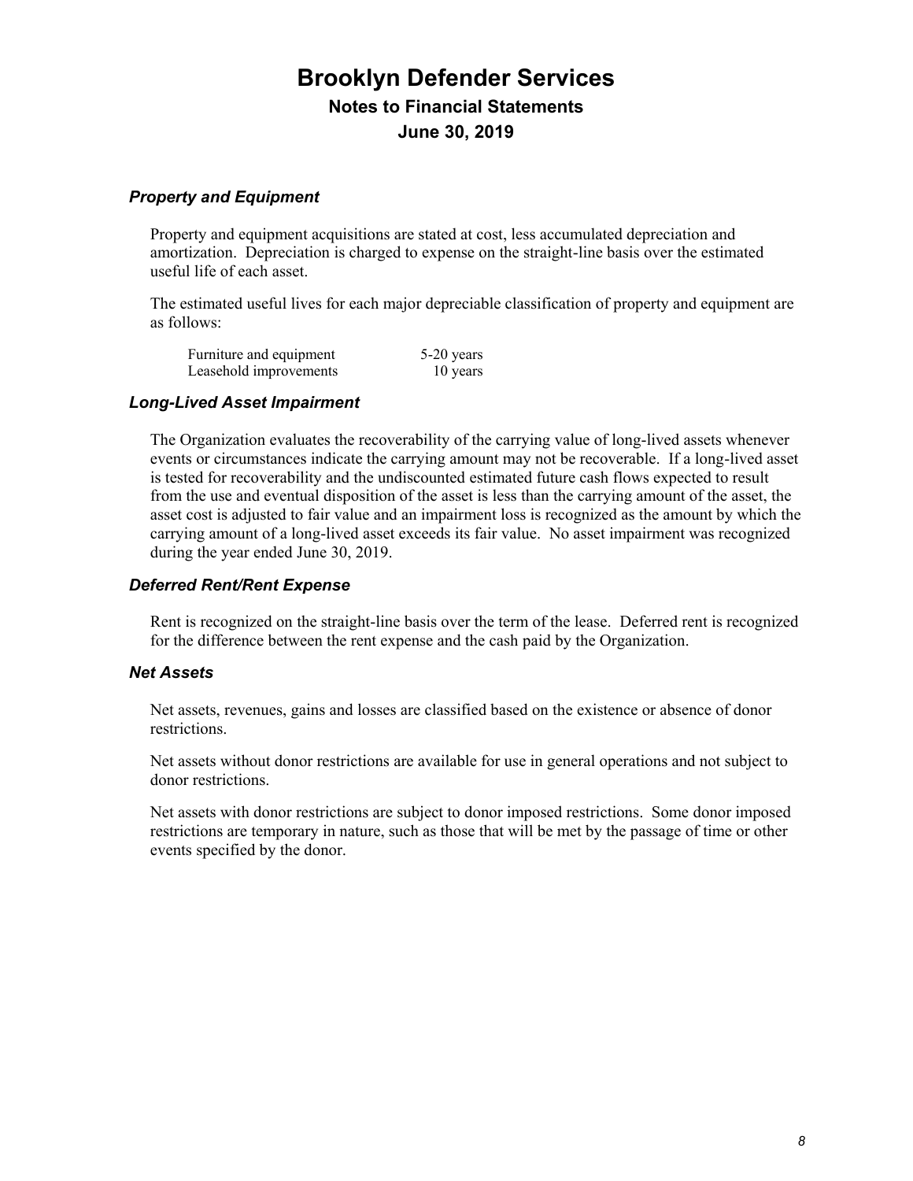# Brooklyn Defender Services

## Notes to Financial Statements

## June 30, 2019

### *Property and Equipment*

Property and equipment acquisitions are stated at cost, less accumulated depreciation and amortization. Depreciation is charged to expense on the straight-line basis over the estimated useful life of each asset.

The estimated useful lives for each major depreciable classification of property and equipment are as follows:

| | |
|---|---|
| Furniture and equipment | 5-20 years |
| Leasehold improvements | 10 years |

### *Long-Lived Asset Impairment*

The Organization evaluates the recoverability of the carrying value of long-lived assets whenever events or circumstances indicate the carrying amount may not be recoverable. If a long-lived asset is tested for recoverability and the undiscounted estimated future cash flows expected to result from the use and eventual disposition of the asset is less than the carrying amount of the asset, the asset cost is adjusted to fair value and an impairment loss is recognized as the amount by which the carrying amount of a long-lived asset exceeds its fair value. No asset impairment was recognized during the year ended June 30, 2019.

### *Deferred Rent/Rent Expense*

Rent is recognized on the straight-line basis over the term of the lease. Deferred rent is recognized for the difference between the rent expense and the cash paid by the Organization.

### *Net Assets*

Net assets, revenues, gains and losses are classified based on the existence or absence of donor restrictions.

Net assets without donor restrictions are available for use in general operations and not subject to donor restrictions.

Net assets with donor restrictions are subject to donor imposed restrictions. Some donor imposed restrictions are temporary in nature, such as those that will be met by the passage of time or other events specified by the donor.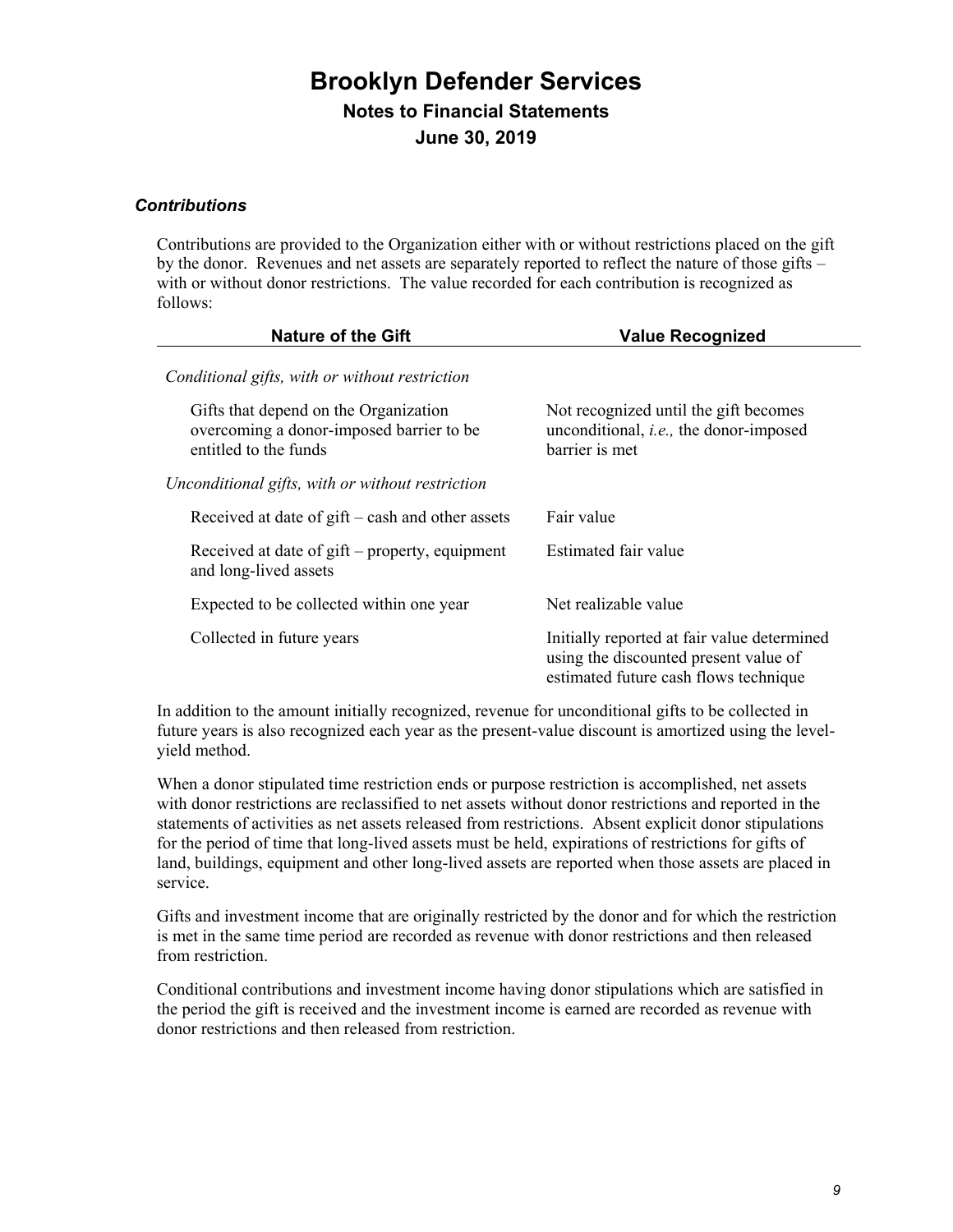### *Contributions*

Contributions are provided to the Organization either with or without restrictions placed on the gift by the donor. Revenues and net assets are separately reported to reflect the nature of those gifts – with or without donor restrictions. The value recorded for each contribution is recognized as follows:

| Nature of the Gift | Value Recognized |
|---|---|
| *Conditional gifts, with or without restriction* | |
| Gifts that depend on the Organization overcoming a donor-imposed barrier to be entitled to the funds | Not recognized until the gift becomes unconditional, *i.e.,* the donor-imposed barrier is met |
| *Unconditional gifts, with or without restriction* | |
| Received at date of gift – cash and other assets | Fair value |
| Received at date of gift – property, equipment and long-lived assets | Estimated fair value |
| Expected to be collected within one year | Net realizable value |
| Collected in future years | Initially reported at fair value determined using the discounted present value of estimated future cash flows technique |

In addition to the amount initially recognized, revenue for unconditional gifts to be collected in future years is also recognized each year as the present-value discount is amortized using the level-yield method.

When a donor stipulated time restriction ends or purpose restriction is accomplished, net assets with donor restrictions are reclassified to net assets without donor restrictions and reported in the statements of activities as net assets released from restrictions. Absent explicit donor stipulations for the period of time that long-lived assets must be held, expirations of restrictions for gifts of land, buildings, equipment and other long-lived assets are reported when those assets are placed in service.

Gifts and investment income that are originally restricted by the donor and for which the restriction is met in the same time period are recorded as revenue with donor restrictions and then released from restriction.

Conditional contributions and investment income having donor stipulations which are satisfied in the period the gift is received and the investment income is earned are recorded as revenue with donor restrictions and then released from restriction.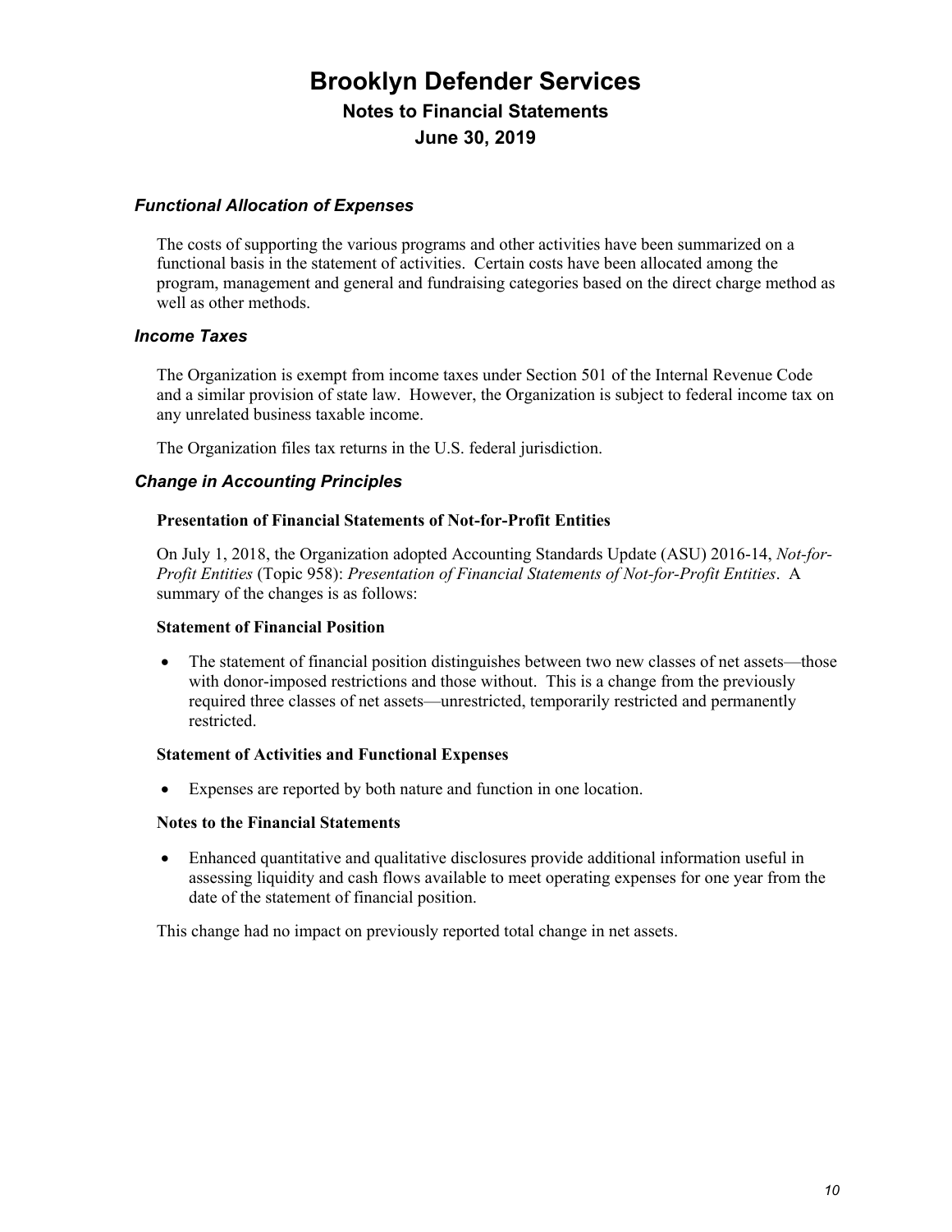### *Functional Allocation of Expenses*

The costs of supporting the various programs and other activities have been summarized on a functional basis in the statement of activities. Certain costs have been allocated among the program, management and general and fundraising categories based on the direct charge method as well as other methods.

### *Income Taxes*

The Organization is exempt from income taxes under Section 501 of the Internal Revenue Code and a similar provision of state law. However, the Organization is subject to federal income tax on any unrelated business taxable income.

The Organization files tax returns in the U.S. federal jurisdiction.

### *Change in Accounting Principles*

**Presentation of Financial Statements of Not-for-Profit Entities**

On July 1, 2018, the Organization adopted Accounting Standards Update (ASU) 2016-14, *Not-for-Profit Entities* (Topic 958): *Presentation of Financial Statements of Not-for-Profit Entities*. A summary of the changes is as follows:

**Statement of Financial Position**

- The statement of financial position distinguishes between two new classes of net assets—those with donor-imposed restrictions and those without. This is a change from the previously required three classes of net assets—unrestricted, temporarily restricted and permanently restricted.

**Statement of Activities and Functional Expenses**

- Expenses are reported by both nature and function in one location.

**Notes to the Financial Statements**

- Enhanced quantitative and qualitative disclosures provide additional information useful in assessing liquidity and cash flows available to meet operating expenses for one year from the date of the statement of financial position.

This change had no impact on previously reported total change in net assets.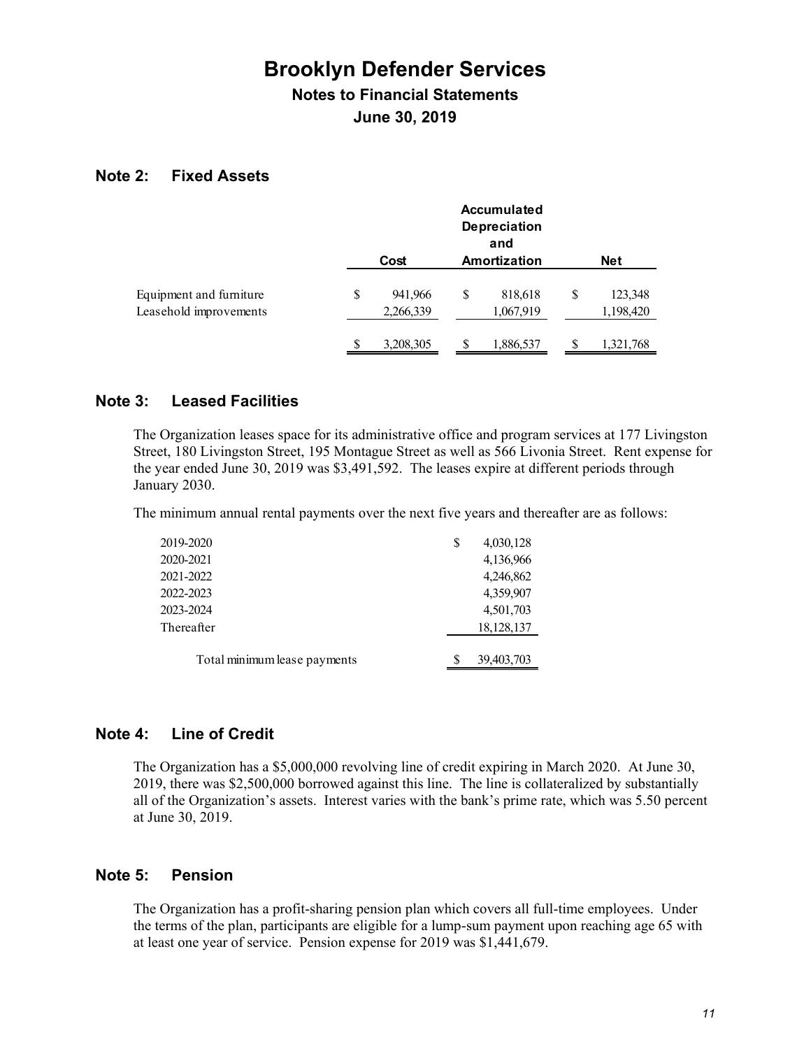# Brooklyn Defender Services

## Notes to Financial Statements

## June 30, 2019

### Note 2: Fixed Assets

| | Cost | Accumulated Depreciation and Amortization | Net |
|---|---|---|---|
| Equipment and furniture | $ 941,966 | $ 818,618 | $ 123,348 |
| Leasehold improvements | 2,266,339 | 1,067,919 | 1,198,420 |
| | $ 3,208,305 | $ 1,886,537 | $ 1,321,768 |

### Note 3: Leased Facilities

The Organization leases space for its administrative office and program services at 177 Livingston Street, 180 Livingston Street, 195 Montague Street as well as 566 Livonia Street. Rent expense for the year ended June 30, 2019 was $3,491,592. The leases expire at different periods through January 2030.

The minimum annual rental payments over the next five years and thereafter are as follows:

| | |
|---|---|
| 2019-2020 | $ 4,030,128 |
| 2020-2021 | 4,136,966 |
| 2021-2022 | 4,246,862 |
| 2022-2023 | 4,359,907 |
| 2023-2024 | 4,501,703 |
| Thereafter | 18,128,137 |
| Total minimum lease payments | $ 39,403,703 |

### Note 4: Line of Credit

The Organization has a $5,000,000 revolving line of credit expiring in March 2020. At June 30, 2019, there was $2,500,000 borrowed against this line. The line is collateralized by substantially all of the Organization's assets. Interest varies with the bank's prime rate, which was 5.50 percent at June 30, 2019.

### Note 5: Pension

The Organization has a profit-sharing pension plan which covers all full-time employees. Under the terms of the plan, participants are eligible for a lump-sum payment upon reaching age 65 with at least one year of service. Pension expense for 2019 was $1,441,679.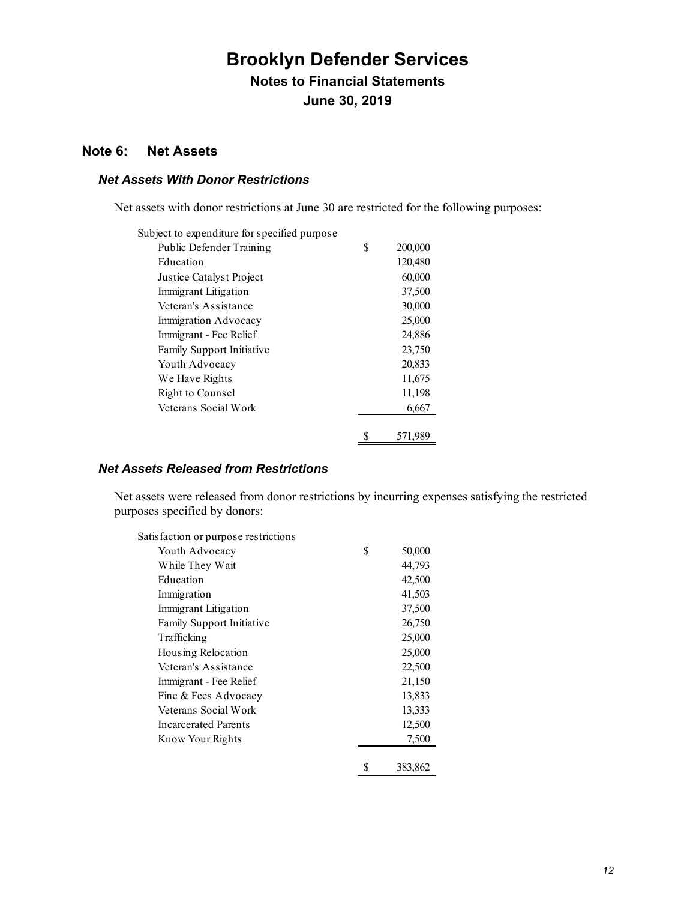# Brooklyn Defender Services

## Notes to Financial Statements

## June 30, 2019

## Note 6: Net Assets

### *Net Assets With Donor Restrictions*

Net assets with donor restrictions at June 30 are restricted for the following purposes:

| | |
|---|---|
| Subject to expenditure for specified purpose | |
| Public Defender Training | $ 200,000 |
| Education | 120,480 |
| Justice Catalyst Project | 60,000 |
| Immigrant Litigation | 37,500 |
| Veteran's Assistance | 30,000 |
| Immigration Advocacy | 25,000 |
| Immigrant - Fee Relief | 24,886 |
| Family Support Initiative | 23,750 |
| Youth Advocacy | 20,833 |
| We Have Rights | 11,675 |
| Right to Counsel | 11,198 |
| Veterans Social Work | 6,667 |
| | $ 571,989 |

### *Net Assets Released from Restrictions*

Net assets were released from donor restrictions by incurring expenses satisfying the restricted purposes specified by donors:

| | |
|---|---|
| Satisfaction or purpose restrictions | |
| Youth Advocacy | $ 50,000 |
| While They Wait | 44,793 |
| Education | 42,500 |
| Immigration | 41,503 |
| Immigrant Litigation | 37,500 |
| Family Support Initiative | 26,750 |
| Trafficking | 25,000 |
| Housing Relocation | 25,000 |
| Veteran's Assistance | 22,500 |
| Immigrant - Fee Relief | 21,150 |
| Fine & Fees Advocacy | 13,833 |
| Veterans Social Work | 13,333 |
| Incarcerated Parents | 12,500 |
| Know Your Rights | 7,500 |
| | $ 383,862 |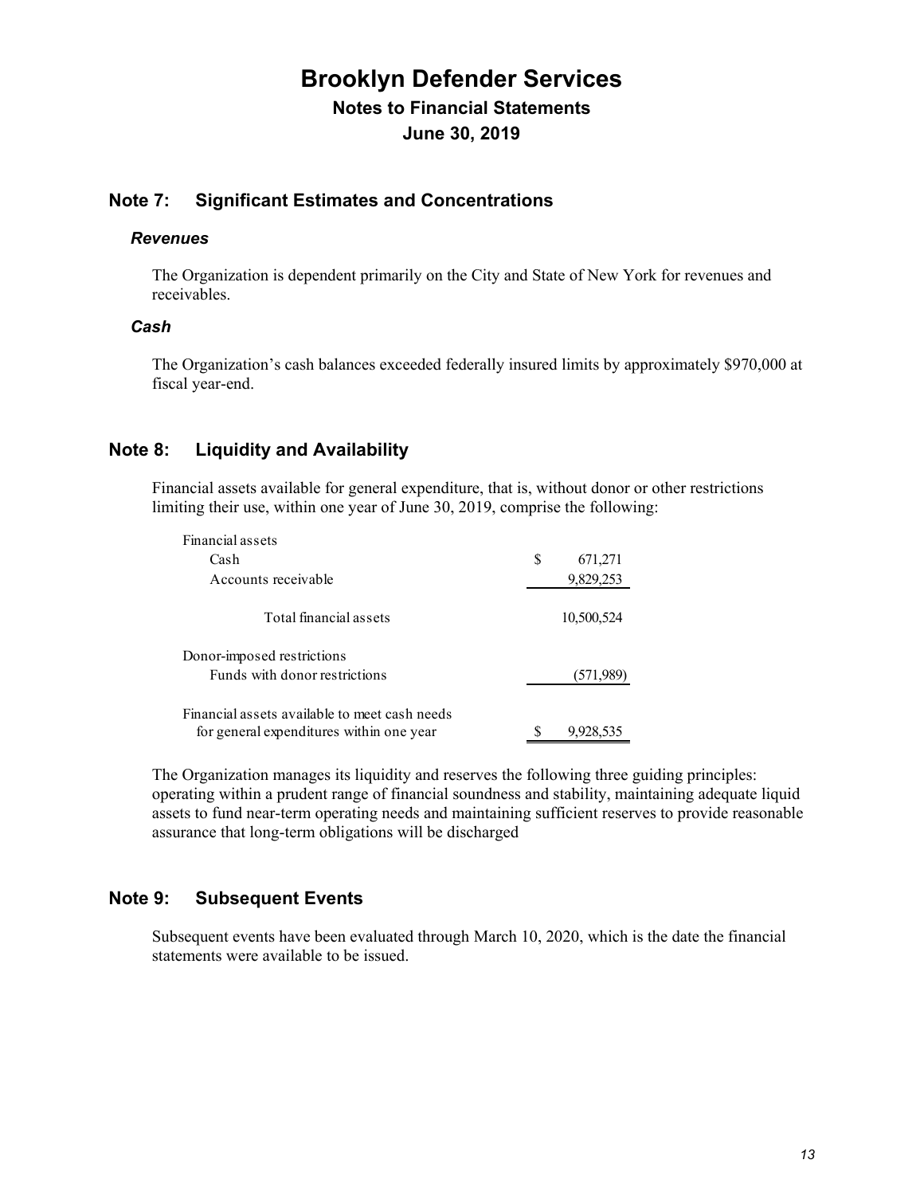# Brooklyn Defender Services

## Notes to Financial Statements

## June 30, 2019

## Note 7: Significant Estimates and Concentrations

### *Revenues*

The Organization is dependent primarily on the City and State of New York for revenues and receivables.

### *Cash*

The Organization's cash balances exceeded federally insured limits by approximately $970,000 at fiscal year-end.

## Note 8: Liquidity and Availability

Financial assets available for general expenditure, that is, without donor or other restrictions limiting their use, within one year of June 30, 2019, comprise the following:

| | |
|---|---|
| Financial assets | |
| Cash | $ 671,271 |
| Accounts receivable | 9,829,253 |
| Total financial assets | 10,500,524 |
| Donor-imposed restrictions | |
| Funds with donor restrictions | (571,989) |
| Financial assets available to meet cash needs for general expenditures within one year | $ 9,928,535 |

The Organization manages its liquidity and reserves the following three guiding principles: operating within a prudent range of financial soundness and stability, maintaining adequate liquid assets to fund near-term operating needs and maintaining sufficient reserves to provide reasonable assurance that long-term obligations will be discharged

## Note 9: Subsequent Events

Subsequent events have been evaluated through March 10, 2020, which is the date the financial statements were available to be issued.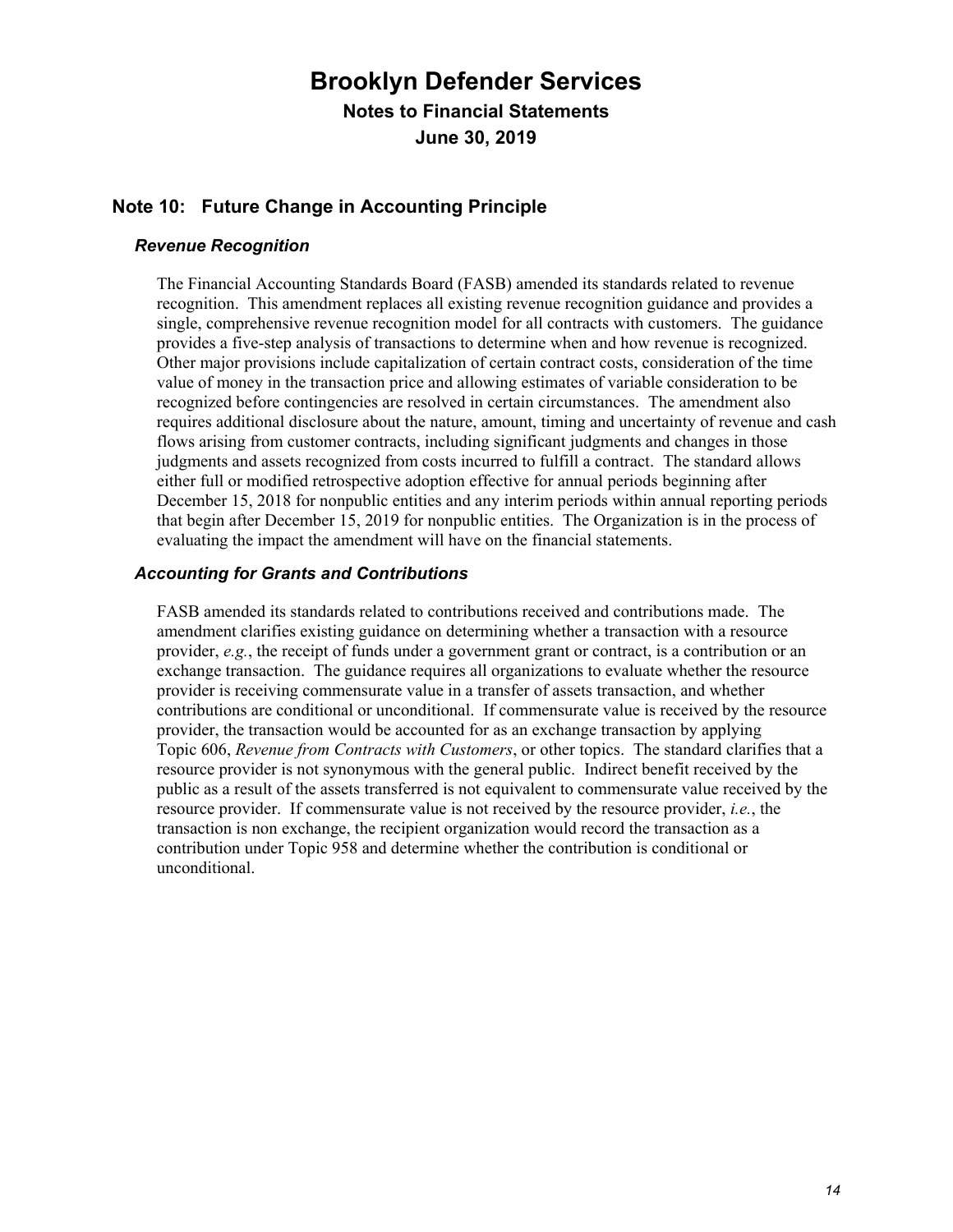# Brooklyn Defender Services

## Notes to Financial Statements

## June 30, 2019

## Note 10: Future Change in Accounting Principle

### *Revenue Recognition*

The Financial Accounting Standards Board (FASB) amended its standards related to revenue recognition. This amendment replaces all existing revenue recognition guidance and provides a single, comprehensive revenue recognition model for all contracts with customers. The guidance provides a five-step analysis of transactions to determine when and how revenue is recognized. Other major provisions include capitalization of certain contract costs, consideration of the time value of money in the transaction price and allowing estimates of variable consideration to be recognized before contingencies are resolved in certain circumstances. The amendment also requires additional disclosure about the nature, amount, timing and uncertainty of revenue and cash flows arising from customer contracts, including significant judgments and changes in those judgments and assets recognized from costs incurred to fulfill a contract. The standard allows either full or modified retrospective adoption effective for annual periods beginning after December 15, 2018 for nonpublic entities and any interim periods within annual reporting periods that begin after December 15, 2019 for nonpublic entities. The Organization is in the process of evaluating the impact the amendment will have on the financial statements.

### *Accounting for Grants and Contributions*

FASB amended its standards related to contributions received and contributions made. The amendment clarifies existing guidance on determining whether a transaction with a resource provider, *e.g.*, the receipt of funds under a government grant or contract, is a contribution or an exchange transaction. The guidance requires all organizations to evaluate whether the resource provider is receiving commensurate value in a transfer of assets transaction, and whether contributions are conditional or unconditional. If commensurate value is received by the resource provider, the transaction would be accounted for as an exchange transaction by applying Topic 606, *Revenue from Contracts with Customers*, or other topics. The standard clarifies that a resource provider is not synonymous with the general public. Indirect benefit received by the public as a result of the assets transferred is not equivalent to commensurate value received by the resource provider. If commensurate value is not received by the resource provider, *i.e.*, the transaction is non exchange, the recipient organization would record the transaction as a contribution under Topic 958 and determine whether the contribution is conditional or unconditional.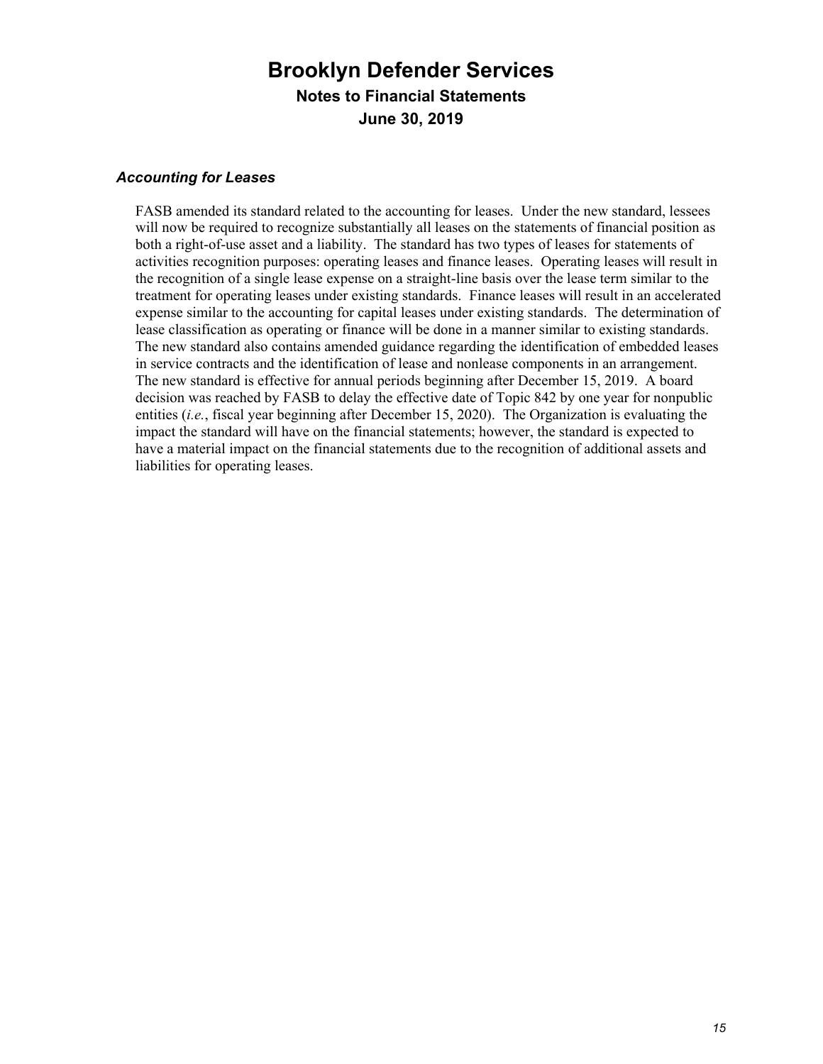# Brooklyn Defender Services

## Notes to Financial Statements

## June 30, 2019

### *Accounting for Leases*

FASB amended its standard related to the accounting for leases. Under the new standard, lessees will now be required to recognize substantially all leases on the statements of financial position as both a right-of-use asset and a liability. The standard has two types of leases for statements of activities recognition purposes: operating leases and finance leases. Operating leases will result in the recognition of a single lease expense on a straight-line basis over the lease term similar to the treatment for operating leases under existing standards. Finance leases will result in an accelerated expense similar to the accounting for capital leases under existing standards. The determination of lease classification as operating or finance will be done in a manner similar to existing standards. The new standard also contains amended guidance regarding the identification of embedded leases in service contracts and the identification of lease and nonlease components in an arrangement. The new standard is effective for annual periods beginning after December 15, 2019. A board decision was reached by FASB to delay the effective date of Topic 842 by one year for nonpublic entities (*i.e.*, fiscal year beginning after December 15, 2020). The Organization is evaluating the impact the standard will have on the financial statements; however, the standard is expected to have a material impact on the financial statements due to the recognition of additional assets and liabilities for operating leases.